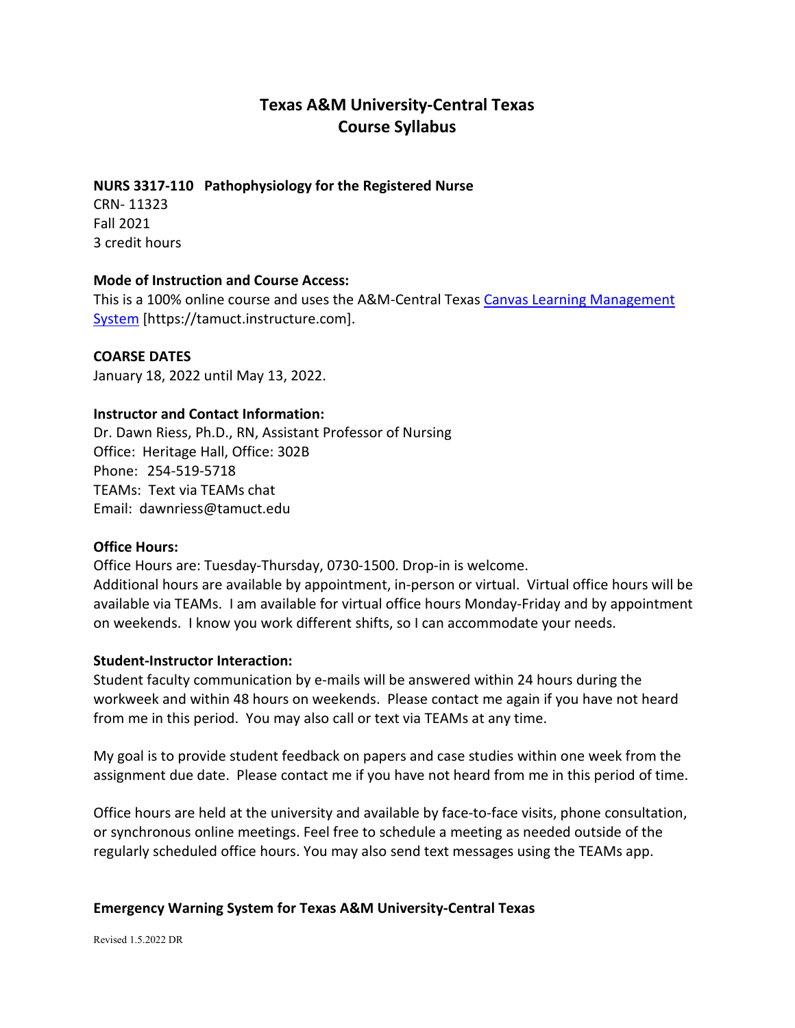# Texas A&M University-Central Texas
# Course Syllabus

**NURS 3317-110 Pathophysiology for the Registered Nurse**
CRN- 11323
Fall 2021
3 credit hours

**Mode of Instruction and Course Access:**
This is a 100% online course and uses the A&M-Central Texas [Canvas Learning Management System](https://tamuct.instructure.com) [https://tamuct.instructure.com].

**COARSE DATES**
January 18, 2022 until May 13, 2022.

**Instructor and Contact Information:**
Dr. Dawn Riess, Ph.D., RN, Assistant Professor of Nursing
Office: Heritage Hall, Office: 302B
Phone: 254-519-5718
TEAMs: Text via TEAMs chat
Email: dawnriess@tamuct.edu

**Office Hours:**
Office Hours are: Tuesday-Thursday, 0730-1500. Drop-in is welcome.
Additional hours are available by appointment, in-person or virtual. Virtual office hours will be available via TEAMs. I am available for virtual office hours Monday-Friday and by appointment on weekends. I know you work different shifts, so I can accommodate your needs.

**Student-Instructor Interaction:**
Student faculty communication by e-mails will be answered within 24 hours during the workweek and within 48 hours on weekends. Please contact me again if you have not heard from me in this period. You may also call or text via TEAMs at any time.

My goal is to provide student feedback on papers and case studies within one week from the assignment due date. Please contact me if you have not heard from me in this period of time.

Office hours are held at the university and available by face-to-face visits, phone consultation, or synchronous online meetings. Feel free to schedule a meeting as needed outside of the regularly scheduled office hours. You may also send text messages using the TEAMs app.

**Emergency Warning System for Texas A&M University-Central Texas**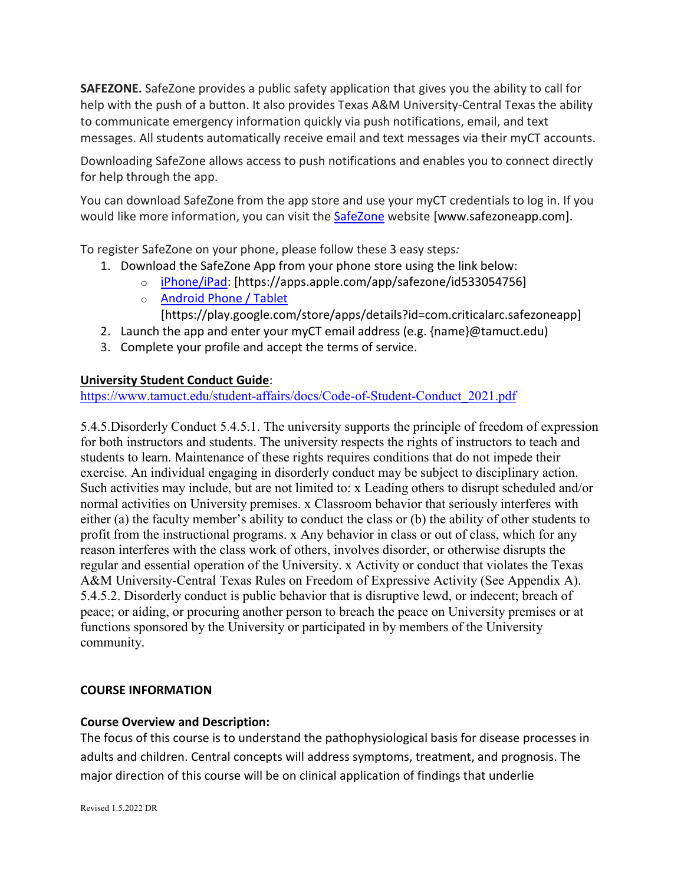**SAFEZONE.** SafeZone provides a public safety application that gives you the ability to call for help with the push of a button. It also provides Texas A&M University-Central Texas the ability to communicate emergency information quickly via push notifications, email, and text messages. All students automatically receive email and text messages via their myCT accounts.

Downloading SafeZone allows access to push notifications and enables you to connect directly for help through the app.

You can download SafeZone from the app store and use your myCT credentials to log in. If you would like more information, you can visit the [SafeZone](www.safezoneapp.com) website [www.safezoneapp.com].

To register SafeZone on your phone, please follow these 3 easy steps*:*

1. Download the SafeZone App from your phone store using the link below:
    - [iPhone/iPad](https://apps.apple.com/app/safezone/id533054756): [https://apps.apple.com/app/safezone/id533054756]
    - [Android Phone / Tablet](https://play.google.com/store/apps/details?id=com.criticalarc.safezoneapp) [https://play.google.com/store/apps/details?id=com.criticalarc.safezoneapp]
2. Launch the app and enter your myCT email address (e.g. {name}@tamuct.edu)
3. Complete your profile and accept the terms of service.

**University Student Conduct Guide**:
https://www.tamuct.edu/student-affairs/docs/Code-of-Student-Conduct_2021.pdf

5.4.5.Disorderly Conduct 5.4.5.1. The university supports the principle of freedom of expression for both instructors and students. The university respects the rights of instructors to teach and students to learn. Maintenance of these rights requires conditions that do not impede their exercise. An individual engaging in disorderly conduct may be subject to disciplinary action. Such activities may include, but are not limited to: x Leading others to disrupt scheduled and/or normal activities on University premises. x Classroom behavior that seriously interferes with either (a) the faculty member's ability to conduct the class or (b) the ability of other students to profit from the instructional programs. x Any behavior in class or out of class, which for any reason interferes with the class work of others, involves disorder, or otherwise disrupts the regular and essential operation of the University. x Activity or conduct that violates the Texas A&M University-Central Texas Rules on Freedom of Expressive Activity (See Appendix A). 5.4.5.2. Disorderly conduct is public behavior that is disruptive lewd, or indecent; breach of peace; or aiding, or procuring another person to breach the peace on University premises or at functions sponsored by the University or participated in by members of the University community.

**COURSE INFORMATION**

**Course Overview and Description:**

The focus of this course is to understand the pathophysiological basis for disease processes in adults and children. Central concepts will address symptoms, treatment, and prognosis. The major direction of this course will be on clinical application of findings that underlie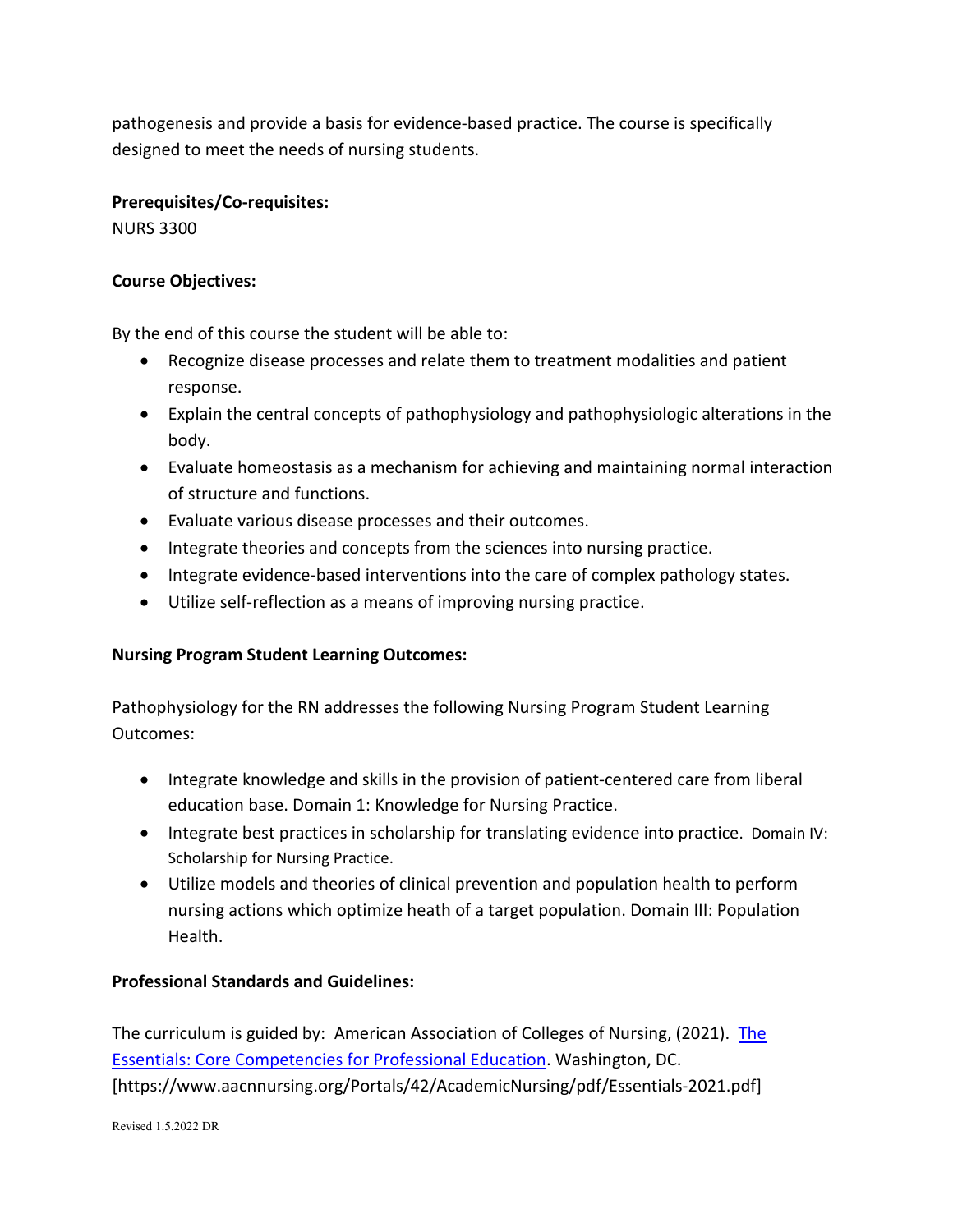pathogenesis and provide a basis for evidence-based practice. The course is specifically designed to meet the needs of nursing students.

**Prerequisites/Co-requisites:**
NURS 3300

**Course Objectives:**

By the end of this course the student will be able to:

- Recognize disease processes and relate them to treatment modalities and patient response.
- Explain the central concepts of pathophysiology and pathophysiologic alterations in the body.
- Evaluate homeostasis as a mechanism for achieving and maintaining normal interaction of structure and functions.
- Evaluate various disease processes and their outcomes.
- Integrate theories and concepts from the sciences into nursing practice.
- Integrate evidence-based interventions into the care of complex pathology states.
- Utilize self-reflection as a means of improving nursing practice.

**Nursing Program Student Learning Outcomes:**

Pathophysiology for the RN addresses the following Nursing Program Student Learning Outcomes:

- Integrate knowledge and skills in the provision of patient-centered care from liberal education base. Domain 1: Knowledge for Nursing Practice.
- Integrate best practices in scholarship for translating evidence into practice. Domain IV: Scholarship for Nursing Practice.
- Utilize models and theories of clinical prevention and population health to perform nursing actions which optimize heath of a target population. Domain III: Population Health.

**Professional Standards and Guidelines:**

The curriculum is guided by: American Association of Colleges of Nursing, (2021). [The Essentials: Core Competencies for Professional Education](https://www.aacnnursing.org/Portals/42/AcademicNursing/pdf/Essentials-2021.pdf). Washington, DC. [https://www.aacnnursing.org/Portals/42/AcademicNursing/pdf/Essentials-2021.pdf]

Revised 1.5.2022 DR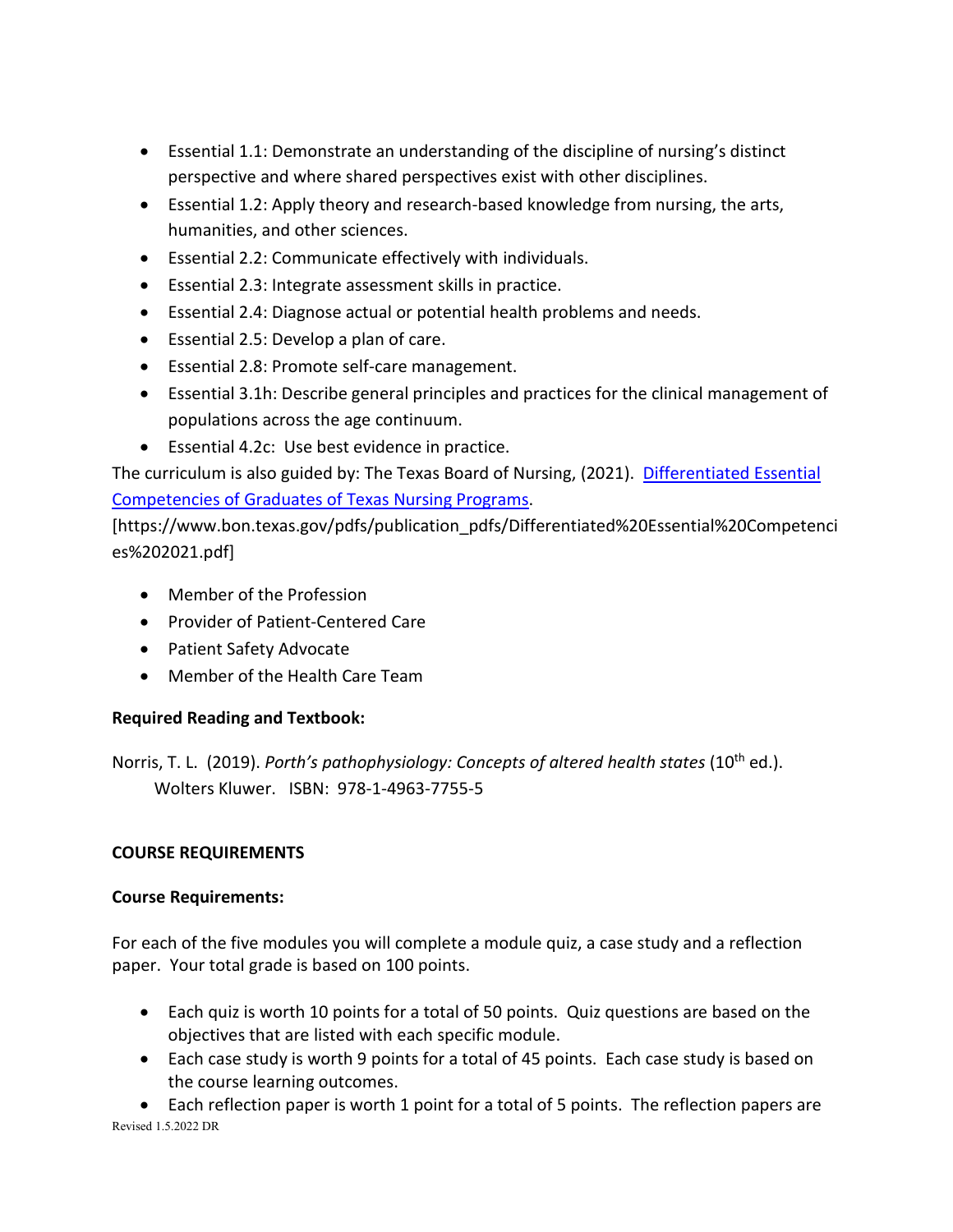- Essential 1.1: Demonstrate an understanding of the discipline of nursing's distinct perspective and where shared perspectives exist with other disciplines.
- Essential 1.2: Apply theory and research-based knowledge from nursing, the arts, humanities, and other sciences.
- Essential 2.2: Communicate effectively with individuals.
- Essential 2.3: Integrate assessment skills in practice.
- Essential 2.4: Diagnose actual or potential health problems and needs.
- Essential 2.5: Develop a plan of care.
- Essential 2.8: Promote self-care management.
- Essential 3.1h: Describe general principles and practices for the clinical management of populations across the age continuum.
- Essential 4.2c: Use best evidence in practice.

The curriculum is also guided by: The Texas Board of Nursing, (2021). [Differentiated Essential Competencies of Graduates of Texas Nursing Programs](https://www.bon.texas.gov/pdfs/publication_pdfs/Differentiated%20Essential%20Competencies%202021.pdf).
[https://www.bon.texas.gov/pdfs/publication_pdfs/Differentiated%20Essential%20Competencies%202021.pdf]

- Member of the Profession
- Provider of Patient-Centered Care
- Patient Safety Advocate
- Member of the Health Care Team

**Required Reading and Textbook:**

Norris, T. L. (2019). *Porth's pathophysiology: Concepts of altered health states* (10th ed.). Wolters Kluwer. ISBN: 978-1-4963-7755-5

## COURSE REQUIREMENTS

**Course Requirements:**

For each of the five modules you will complete a module quiz, a case study and a reflection paper. Your total grade is based on 100 points.

- Each quiz is worth 10 points for a total of 50 points. Quiz questions are based on the objectives that are listed with each specific module.
- Each case study is worth 9 points for a total of 45 points. Each case study is based on the course learning outcomes.
- Each reflection paper is worth 1 point for a total of 5 points. The reflection papers are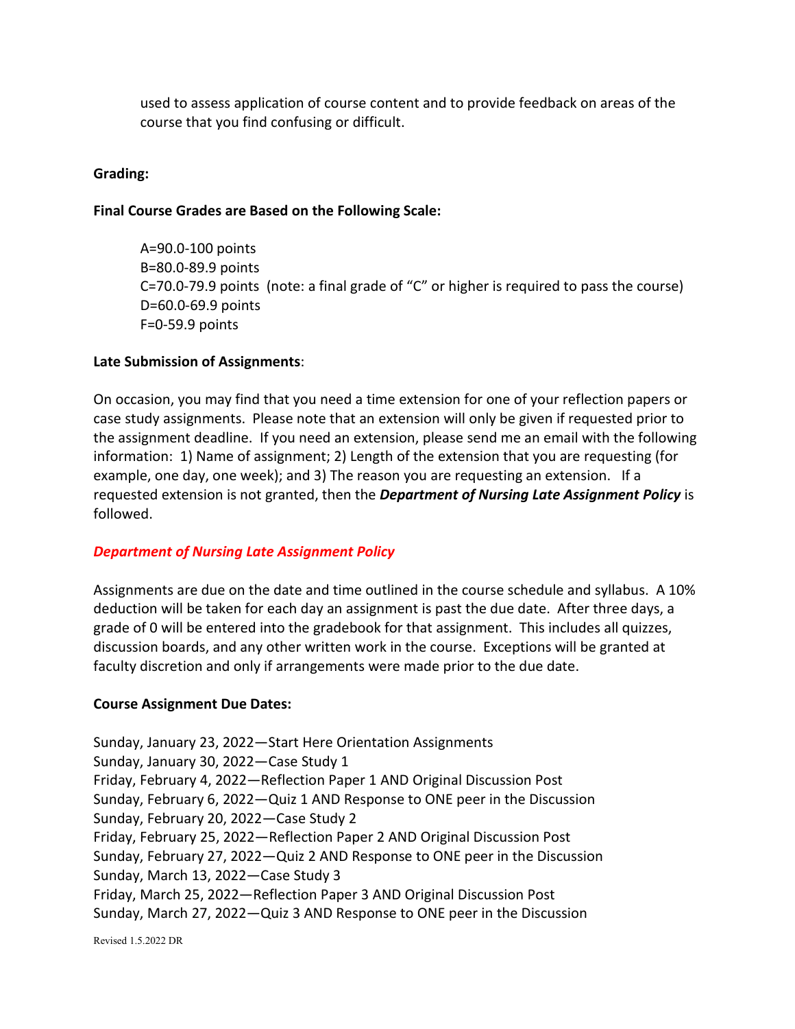used to assess application of course content and to provide feedback on areas of the course that you find confusing or difficult.

**Grading:**

**Final Course Grades are Based on the Following Scale:**

A=90.0-100 points
B=80.0-89.9 points
C=70.0-79.9 points (note: a final grade of "C" or higher is required to pass the course)
D=60.0-69.9 points
F=0-59.9 points

**Late Submission of Assignments**:

On occasion, you may find that you need a time extension for one of your reflection papers or case study assignments. Please note that an extension will only be given if requested prior to the assignment deadline. If you need an extension, please send me an email with the following information: 1) Name of assignment; 2) Length of the extension that you are requesting (for example, one day, one week); and 3) The reason you are requesting an extension. If a requested extension is not granted, then the ***Department of Nursing Late Assignment Policy*** is followed.

***Department of Nursing Late Assignment Policy***

Assignments are due on the date and time outlined in the course schedule and syllabus. A 10% deduction will be taken for each day an assignment is past the due date. After three days, a grade of 0 will be entered into the gradebook for that assignment. This includes all quizzes, discussion boards, and any other written work in the course. Exceptions will be granted at faculty discretion and only if arrangements were made prior to the due date.

**Course Assignment Due Dates:**

Sunday, January 23, 2022—Start Here Orientation Assignments
Sunday, January 30, 2022—Case Study 1
Friday, February 4, 2022—Reflection Paper 1 AND Original Discussion Post
Sunday, February 6, 2022—Quiz 1 AND Response to ONE peer in the Discussion
Sunday, February 20, 2022—Case Study 2
Friday, February 25, 2022—Reflection Paper 2 AND Original Discussion Post
Sunday, February 27, 2022—Quiz 2 AND Response to ONE peer in the Discussion
Sunday, March 13, 2022—Case Study 3
Friday, March 25, 2022—Reflection Paper 3 AND Original Discussion Post
Sunday, March 27, 2022—Quiz 3 AND Response to ONE peer in the Discussion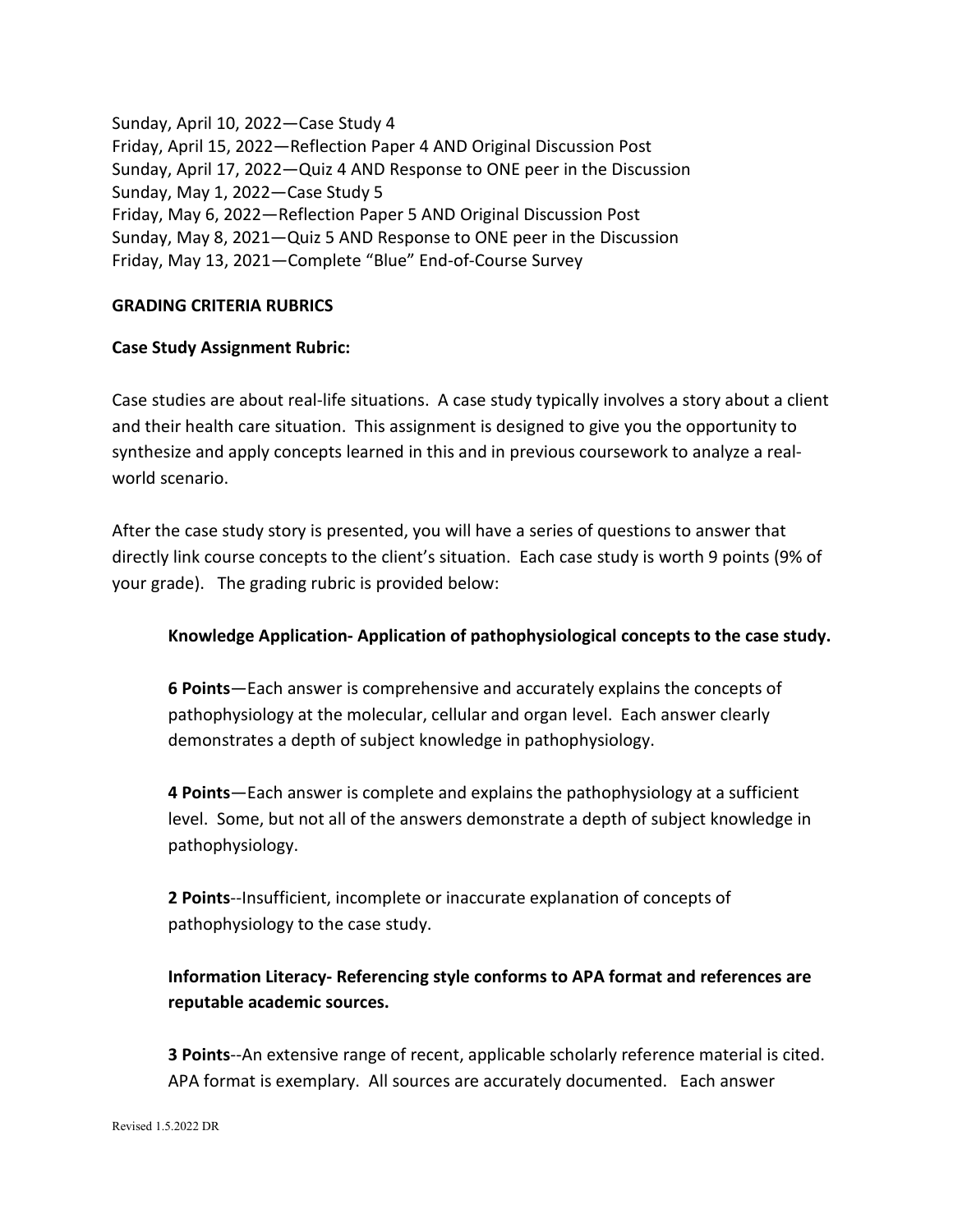Sunday, April 10, 2022—Case Study 4
Friday, April 15, 2022—Reflection Paper 4 AND Original Discussion Post
Sunday, April 17, 2022—Quiz 4 AND Response to ONE peer in the Discussion
Sunday, May 1, 2022—Case Study 5
Friday, May 6, 2022—Reflection Paper 5 AND Original Discussion Post
Sunday, May 8, 2021—Quiz 5 AND Response to ONE peer in the Discussion
Friday, May 13, 2021—Complete "Blue" End-of-Course Survey

**GRADING CRITERIA RUBRICS**

**Case Study Assignment Rubric:**

Case studies are about real-life situations. A case study typically involves a story about a client and their health care situation. This assignment is designed to give you the opportunity to synthesize and apply concepts learned in this and in previous coursework to analyze a real-world scenario.

After the case study story is presented, you will have a series of questions to answer that directly link course concepts to the client's situation. Each case study is worth 9 points (9% of your grade). The grading rubric is provided below:

**Knowledge Application- Application of pathophysiological concepts to the case study.**

**6 Points**—Each answer is comprehensive and accurately explains the concepts of pathophysiology at the molecular, cellular and organ level. Each answer clearly demonstrates a depth of subject knowledge in pathophysiology.

**4 Points**—Each answer is complete and explains the pathophysiology at a sufficient level. Some, but not all of the answers demonstrate a depth of subject knowledge in pathophysiology.

**2 Points**--Insufficient, incomplete or inaccurate explanation of concepts of pathophysiology to the case study.

**Information Literacy- Referencing style conforms to APA format and references are reputable academic sources.**

**3 Points**--An extensive range of recent, applicable scholarly reference material is cited. APA format is exemplary. All sources are accurately documented. Each answer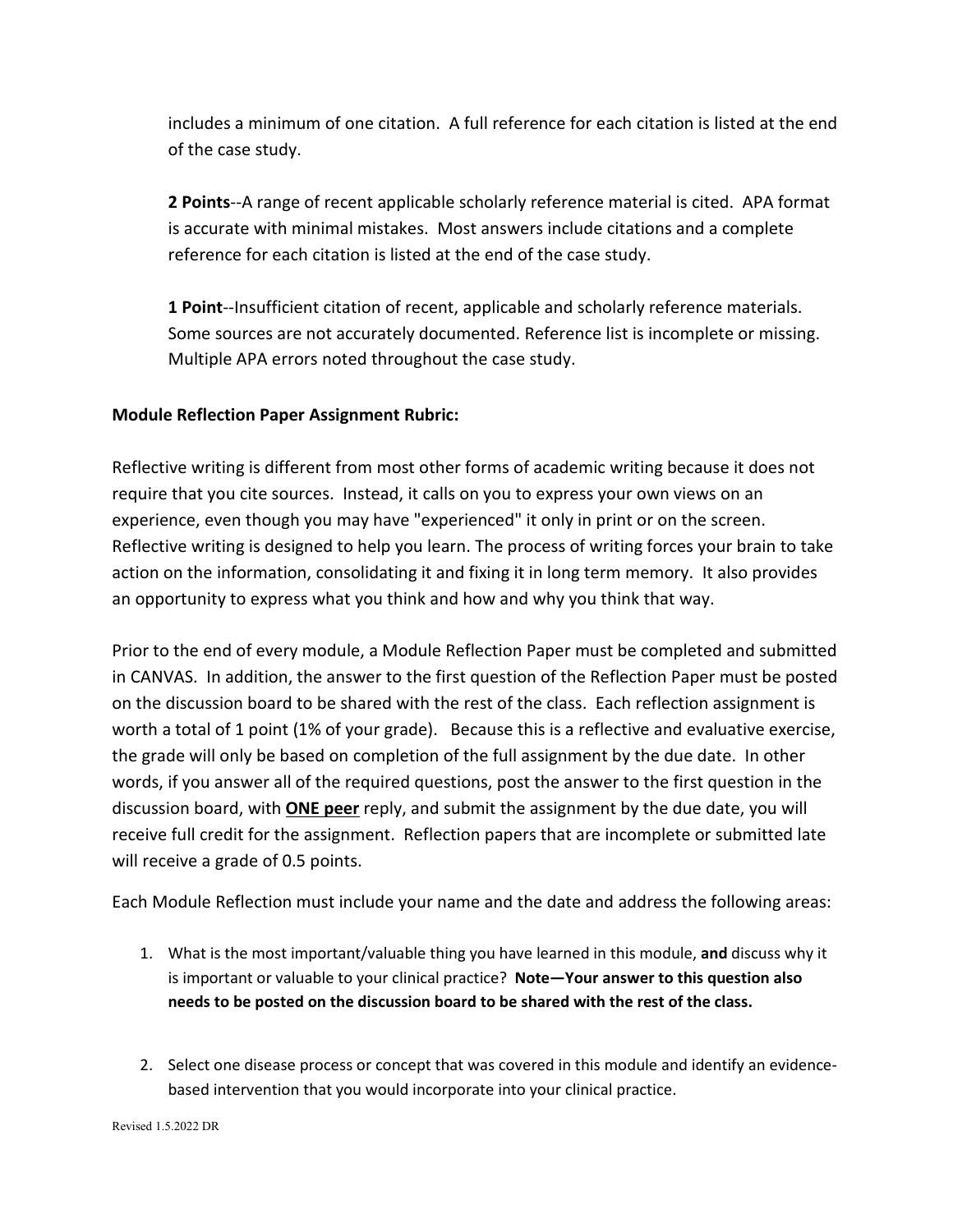includes a minimum of one citation. A full reference for each citation is listed at the end of the case study.

**2 Points**--A range of recent applicable scholarly reference material is cited. APA format is accurate with minimal mistakes. Most answers include citations and a complete reference for each citation is listed at the end of the case study.

**1 Point**--Insufficient citation of recent, applicable and scholarly reference materials. Some sources are not accurately documented. Reference list is incomplete or missing. Multiple APA errors noted throughout the case study.

**Module Reflection Paper Assignment Rubric:**

Reflective writing is different from most other forms of academic writing because it does not require that you cite sources. Instead, it calls on you to express your own views on an experience, even though you may have "experienced" it only in print or on the screen. Reflective writing is designed to help you learn. The process of writing forces your brain to take action on the information, consolidating it and fixing it in long term memory. It also provides an opportunity to express what you think and how and why you think that way.

Prior to the end of every module, a Module Reflection Paper must be completed and submitted in CANVAS. In addition, the answer to the first question of the Reflection Paper must be posted on the discussion board to be shared with the rest of the class. Each reflection assignment is worth a total of 1 point (1% of your grade). Because this is a reflective and evaluative exercise, the grade will only be based on completion of the full assignment by the due date. In other words, if you answer all of the required questions, post the answer to the first question in the discussion board, with **ONE peer** reply, and submit the assignment by the due date, you will receive full credit for the assignment. Reflection papers that are incomplete or submitted late will receive a grade of 0.5 points.

Each Module Reflection must include your name and the date and address the following areas:

1. What is the most important/valuable thing you have learned in this module, **and** discuss why it is important or valuable to your clinical practice? **Note—Your answer to this question also needs to be posted on the discussion board to be shared with the rest of the class.**

2. Select one disease process or concept that was covered in this module and identify an evidence-based intervention that you would incorporate into your clinical practice.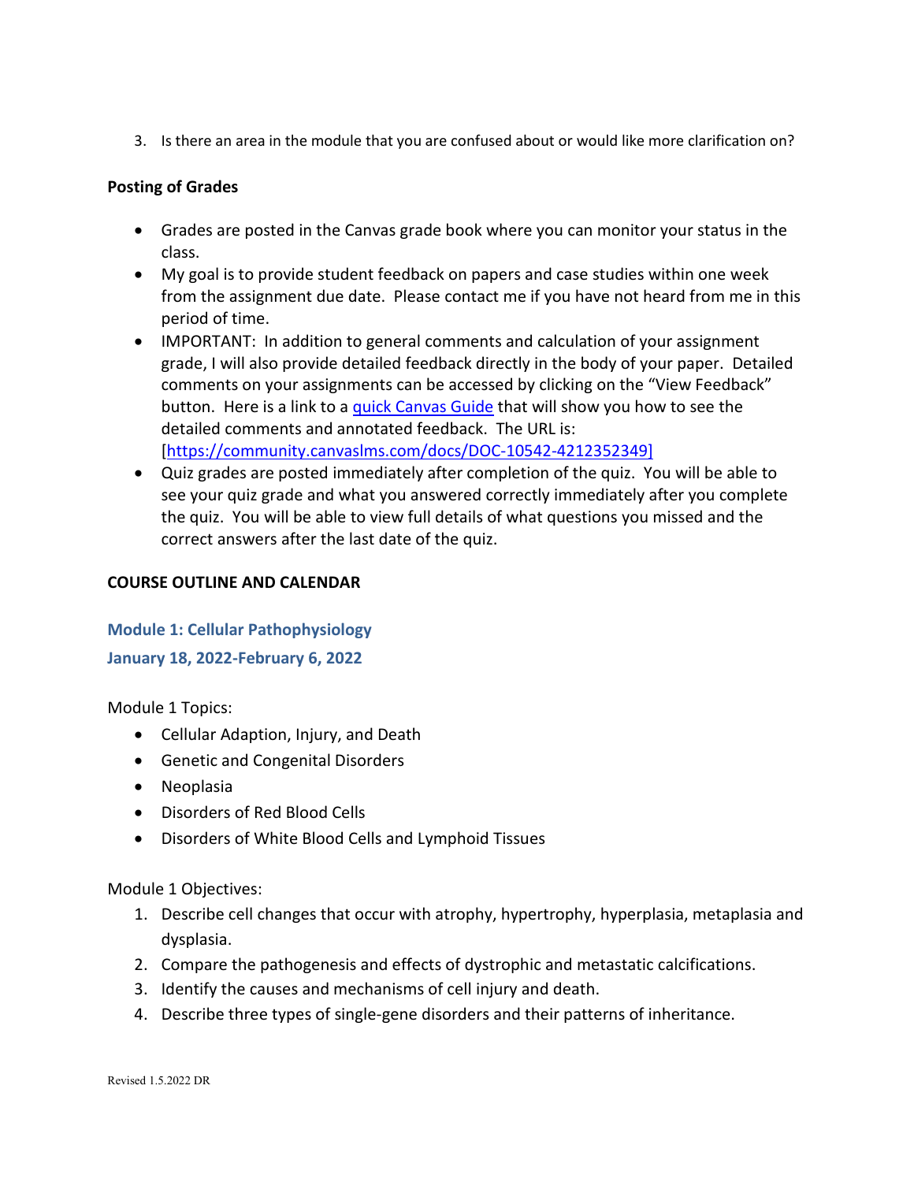3. Is there an area in the module that you are confused about or would like more clarification on?

**Posting of Grades**

- Grades are posted in the Canvas grade book where you can monitor your status in the class.
- My goal is to provide student feedback on papers and case studies within one week from the assignment due date. Please contact me if you have not heard from me in this period of time.
- IMPORTANT: In addition to general comments and calculation of your assignment grade, I will also provide detailed feedback directly in the body of your paper. Detailed comments on your assignments can be accessed by clicking on the "View Feedback" button. Here is a link to a quick Canvas Guide that will show you how to see the detailed comments and annotated feedback. The URL is: [https://community.canvaslms.com/docs/DOC-10542-4212352349]
- Quiz grades are posted immediately after completion of the quiz. You will be able to see your quiz grade and what you answered correctly immediately after you complete the quiz. You will be able to view full details of what questions you missed and the correct answers after the last date of the quiz.

**COURSE OUTLINE AND CALENDAR**

### Module 1: Cellular Pathophysiology

### January 18, 2022-February 6, 2022

Module 1 Topics:

- Cellular Adaption, Injury, and Death
- Genetic and Congenital Disorders
- Neoplasia
- Disorders of Red Blood Cells
- Disorders of White Blood Cells and Lymphoid Tissues

Module 1 Objectives:

1. Describe cell changes that occur with atrophy, hypertrophy, hyperplasia, metaplasia and dysplasia.
2. Compare the pathogenesis and effects of dystrophic and metastatic calcifications.
3. Identify the causes and mechanisms of cell injury and death.
4. Describe three types of single-gene disorders and their patterns of inheritance.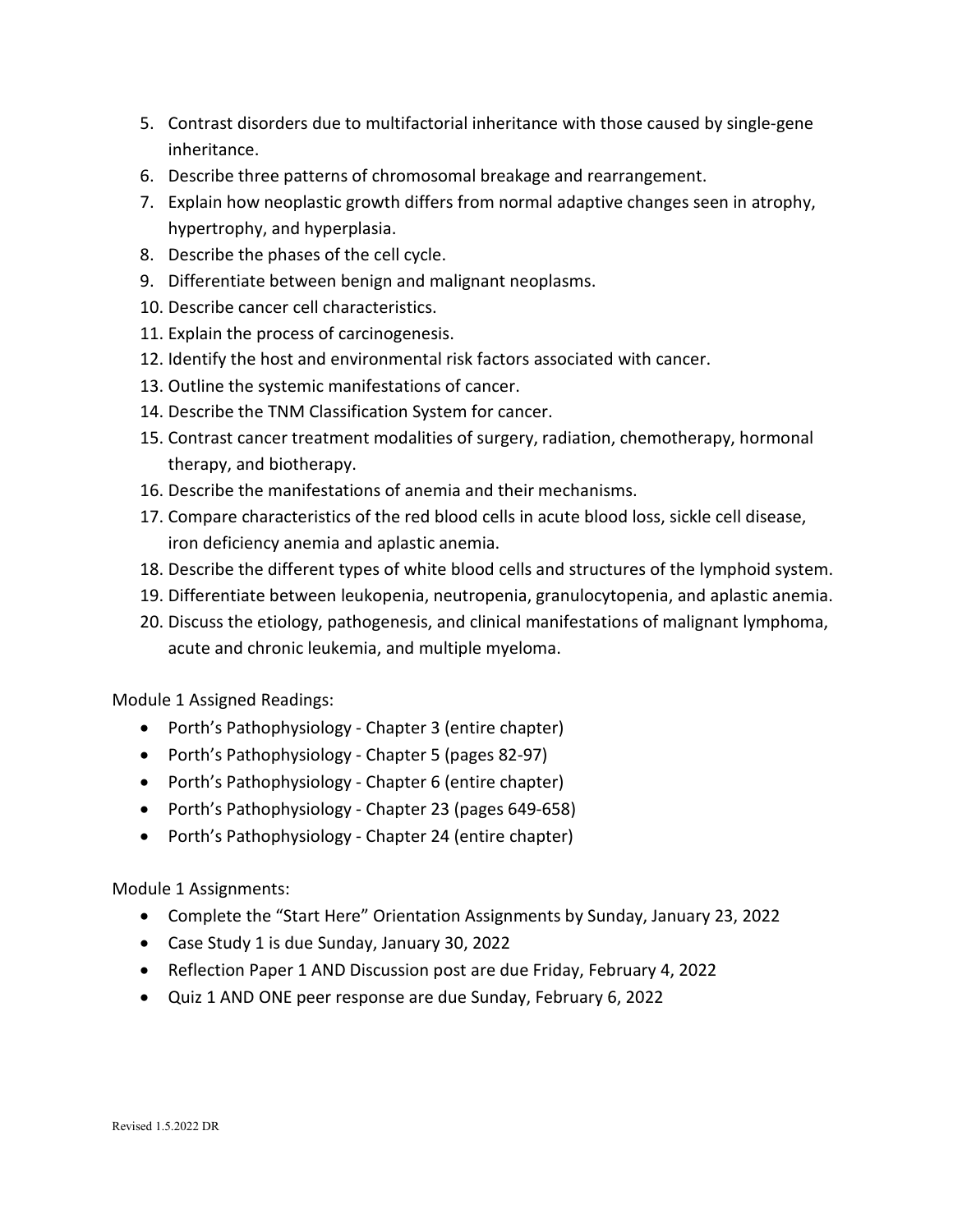5. Contrast disorders due to multifactorial inheritance with those caused by single-gene inheritance.
6. Describe three patterns of chromosomal breakage and rearrangement.
7. Explain how neoplastic growth differs from normal adaptive changes seen in atrophy, hypertrophy, and hyperplasia.
8. Describe the phases of the cell cycle.
9. Differentiate between benign and malignant neoplasms.
10. Describe cancer cell characteristics.
11. Explain the process of carcinogenesis.
12. Identify the host and environmental risk factors associated with cancer.
13. Outline the systemic manifestations of cancer.
14. Describe the TNM Classification System for cancer.
15. Contrast cancer treatment modalities of surgery, radiation, chemotherapy, hormonal therapy, and biotherapy.
16. Describe the manifestations of anemia and their mechanisms.
17. Compare characteristics of the red blood cells in acute blood loss, sickle cell disease, iron deficiency anemia and aplastic anemia.
18. Describe the different types of white blood cells and structures of the lymphoid system.
19. Differentiate between leukopenia, neutropenia, granulocytopenia, and aplastic anemia.
20. Discuss the etiology, pathogenesis, and clinical manifestations of malignant lymphoma, acute and chronic leukemia, and multiple myeloma.

Module 1 Assigned Readings:

- Porth's Pathophysiology - Chapter 3 (entire chapter)
- Porth's Pathophysiology - Chapter 5 (pages 82-97)
- Porth's Pathophysiology - Chapter 6 (entire chapter)
- Porth's Pathophysiology - Chapter 23 (pages 649-658)
- Porth's Pathophysiology - Chapter 24 (entire chapter)

Module 1 Assignments:

- Complete the "Start Here" Orientation Assignments by Sunday, January 23, 2022
- Case Study 1 is due Sunday, January 30, 2022
- Reflection Paper 1 AND Discussion post are due Friday, February 4, 2022
- Quiz 1 AND ONE peer response are due Sunday, February 6, 2022

Revised 1.5.2022 DR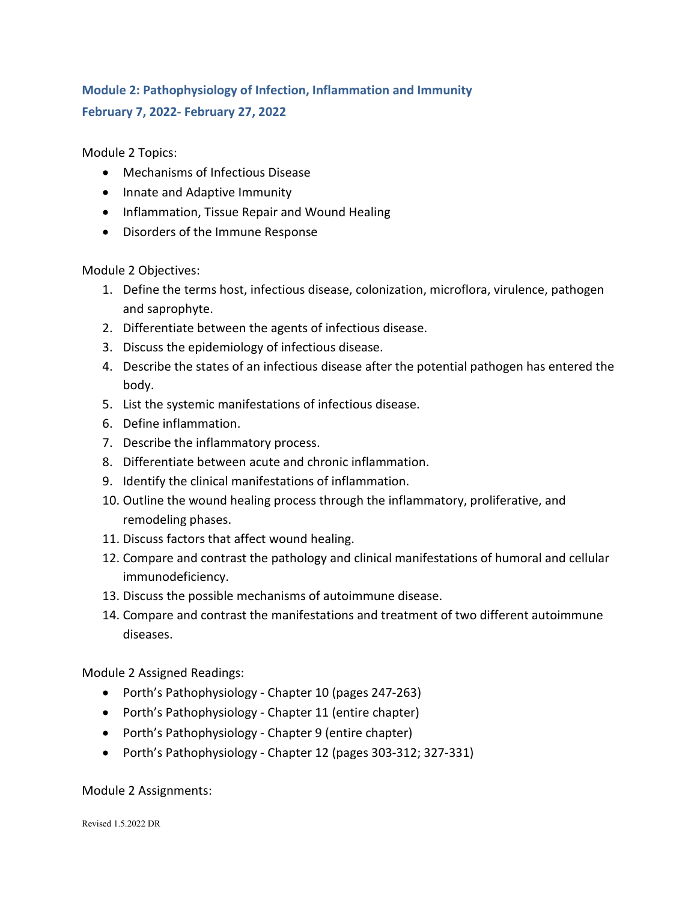## Module 2: Pathophysiology of Infection, Inflammation and Immunity

## February 7, 2022- February 27, 2022

Module 2 Topics:

- Mechanisms of Infectious Disease
- Innate and Adaptive Immunity
- Inflammation, Tissue Repair and Wound Healing
- Disorders of the Immune Response

Module 2 Objectives:

1. Define the terms host, infectious disease, colonization, microflora, virulence, pathogen and saprophyte.
2. Differentiate between the agents of infectious disease.
3. Discuss the epidemiology of infectious disease.
4. Describe the states of an infectious disease after the potential pathogen has entered the body.
5. List the systemic manifestations of infectious disease.
6. Define inflammation.
7. Describe the inflammatory process.
8. Differentiate between acute and chronic inflammation.
9. Identify the clinical manifestations of inflammation.
10. Outline the wound healing process through the inflammatory, proliferative, and remodeling phases.
11. Discuss factors that affect wound healing.
12. Compare and contrast the pathology and clinical manifestations of humoral and cellular immunodeficiency.
13. Discuss the possible mechanisms of autoimmune disease.
14. Compare and contrast the manifestations and treatment of two different autoimmune diseases.

Module 2 Assigned Readings:

- Porth's Pathophysiology - Chapter 10 (pages 247-263)
- Porth's Pathophysiology - Chapter 11 (entire chapter)
- Porth's Pathophysiology - Chapter 9 (entire chapter)
- Porth's Pathophysiology - Chapter 12 (pages 303-312; 327-331)

Module 2 Assignments: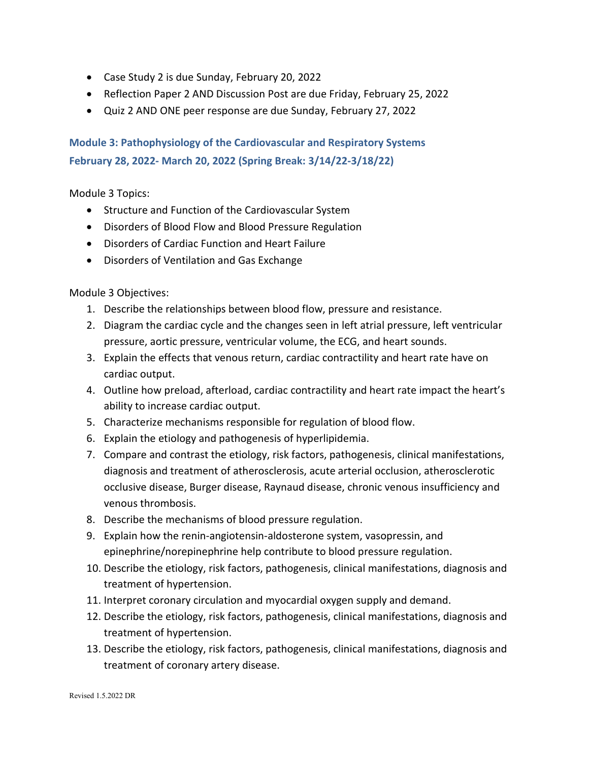- Case Study 2 is due Sunday, February 20, 2022
- Reflection Paper 2 AND Discussion Post are due Friday, February 25, 2022
- Quiz 2 AND ONE peer response are due Sunday, February 27, 2022

## Module 3: Pathophysiology of the Cardiovascular and Respiratory Systems

## February 28, 2022- March 20, 2022 (Spring Break: 3/14/22-3/18/22)

Module 3 Topics:

- Structure and Function of the Cardiovascular System
- Disorders of Blood Flow and Blood Pressure Regulation
- Disorders of Cardiac Function and Heart Failure
- Disorders of Ventilation and Gas Exchange

Module 3 Objectives:

1. Describe the relationships between blood flow, pressure and resistance.
2. Diagram the cardiac cycle and the changes seen in left atrial pressure, left ventricular pressure, aortic pressure, ventricular volume, the ECG, and heart sounds.
3. Explain the effects that venous return, cardiac contractility and heart rate have on cardiac output.
4. Outline how preload, afterload, cardiac contractility and heart rate impact the heart's ability to increase cardiac output.
5. Characterize mechanisms responsible for regulation of blood flow.
6. Explain the etiology and pathogenesis of hyperlipidemia.
7. Compare and contrast the etiology, risk factors, pathogenesis, clinical manifestations, diagnosis and treatment of atherosclerosis, acute arterial occlusion, atherosclerotic occlusive disease, Burger disease, Raynaud disease, chronic venous insufficiency and venous thrombosis.
8. Describe the mechanisms of blood pressure regulation.
9. Explain how the renin-angiotensin-aldosterone system, vasopressin, and epinephrine/norepinephrine help contribute to blood pressure regulation.
10. Describe the etiology, risk factors, pathogenesis, clinical manifestations, diagnosis and treatment of hypertension.
11. Interpret coronary circulation and myocardial oxygen supply and demand.
12. Describe the etiology, risk factors, pathogenesis, clinical manifestations, diagnosis and treatment of hypertension.
13. Describe the etiology, risk factors, pathogenesis, clinical manifestations, diagnosis and treatment of coronary artery disease.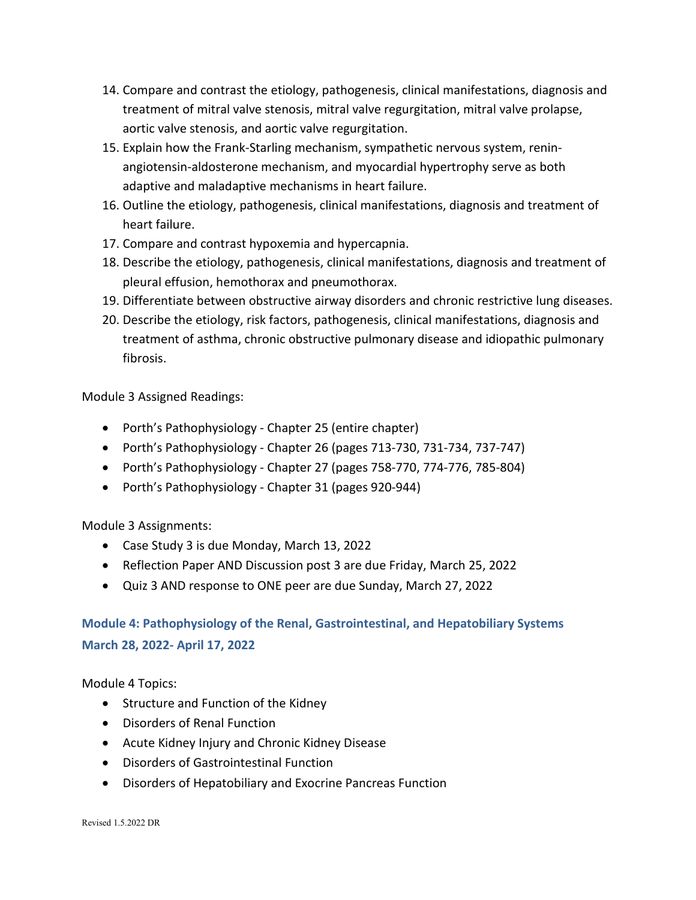14. Compare and contrast the etiology, pathogenesis, clinical manifestations, diagnosis and treatment of mitral valve stenosis, mitral valve regurgitation, mitral valve prolapse, aortic valve stenosis, and aortic valve regurgitation.
15. Explain how the Frank-Starling mechanism, sympathetic nervous system, renin-angiotensin-aldosterone mechanism, and myocardial hypertrophy serve as both adaptive and maladaptive mechanisms in heart failure.
16. Outline the etiology, pathogenesis, clinical manifestations, diagnosis and treatment of heart failure.
17. Compare and contrast hypoxemia and hypercapnia.
18. Describe the etiology, pathogenesis, clinical manifestations, diagnosis and treatment of pleural effusion, hemothorax and pneumothorax.
19. Differentiate between obstructive airway disorders and chronic restrictive lung diseases.
20. Describe the etiology, risk factors, pathogenesis, clinical manifestations, diagnosis and treatment of asthma, chronic obstructive pulmonary disease and idiopathic pulmonary fibrosis.

Module 3 Assigned Readings:

- Porth's Pathophysiology - Chapter 25 (entire chapter)
- Porth's Pathophysiology - Chapter 26 (pages 713-730, 731-734, 737-747)
- Porth's Pathophysiology - Chapter 27 (pages 758-770, 774-776, 785-804)
- Porth's Pathophysiology - Chapter 31 (pages 920-944)

Module 3 Assignments:

- Case Study 3 is due Monday, March 13, 2022
- Reflection Paper AND Discussion post 3 are due Friday, March 25, 2022
- Quiz 3 AND response to ONE peer are due Sunday, March 27, 2022

## Module 4: Pathophysiology of the Renal, Gastrointestinal, and Hepatobiliary Systems
## March 28, 2022- April 17, 2022

Module 4 Topics:

- Structure and Function of the Kidney
- Disorders of Renal Function
- Acute Kidney Injury and Chronic Kidney Disease
- Disorders of Gastrointestinal Function
- Disorders of Hepatobiliary and Exocrine Pancreas Function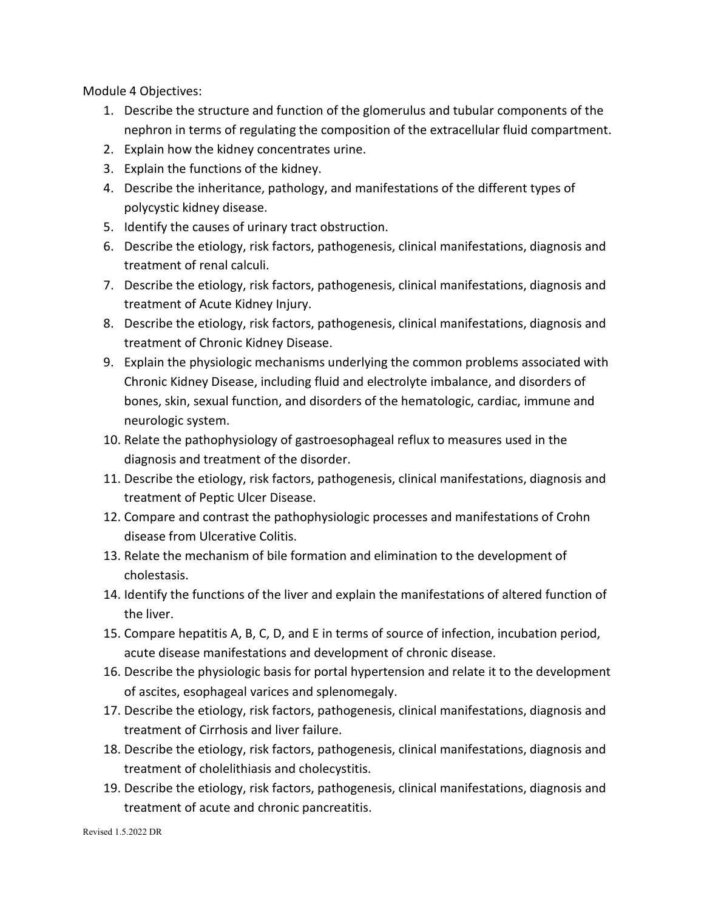Module 4 Objectives:

1. Describe the structure and function of the glomerulus and tubular components of the nephron in terms of regulating the composition of the extracellular fluid compartment.
2. Explain how the kidney concentrates urine.
3. Explain the functions of the kidney.
4. Describe the inheritance, pathology, and manifestations of the different types of polycystic kidney disease.
5. Identify the causes of urinary tract obstruction.
6. Describe the etiology, risk factors, pathogenesis, clinical manifestations, diagnosis and treatment of renal calculi.
7. Describe the etiology, risk factors, pathogenesis, clinical manifestations, diagnosis and treatment of Acute Kidney Injury.
8. Describe the etiology, risk factors, pathogenesis, clinical manifestations, diagnosis and treatment of Chronic Kidney Disease.
9. Explain the physiologic mechanisms underlying the common problems associated with Chronic Kidney Disease, including fluid and electrolyte imbalance, and disorders of bones, skin, sexual function, and disorders of the hematologic, cardiac, immune and neurologic system.
10. Relate the pathophysiology of gastroesophageal reflux to measures used in the diagnosis and treatment of the disorder.
11. Describe the etiology, risk factors, pathogenesis, clinical manifestations, diagnosis and treatment of Peptic Ulcer Disease.
12. Compare and contrast the pathophysiologic processes and manifestations of Crohn disease from Ulcerative Colitis.
13. Relate the mechanism of bile formation and elimination to the development of cholestasis.
14. Identify the functions of the liver and explain the manifestations of altered function of the liver.
15. Compare hepatitis A, B, C, D, and E in terms of source of infection, incubation period, acute disease manifestations and development of chronic disease.
16. Describe the physiologic basis for portal hypertension and relate it to the development of ascites, esophageal varices and splenomegaly.
17. Describe the etiology, risk factors, pathogenesis, clinical manifestations, diagnosis and treatment of Cirrhosis and liver failure.
18. Describe the etiology, risk factors, pathogenesis, clinical manifestations, diagnosis and treatment of cholelithiasis and cholecystitis.
19. Describe the etiology, risk factors, pathogenesis, clinical manifestations, diagnosis and treatment of acute and chronic pancreatitis.

Revised 1.5.2022 DR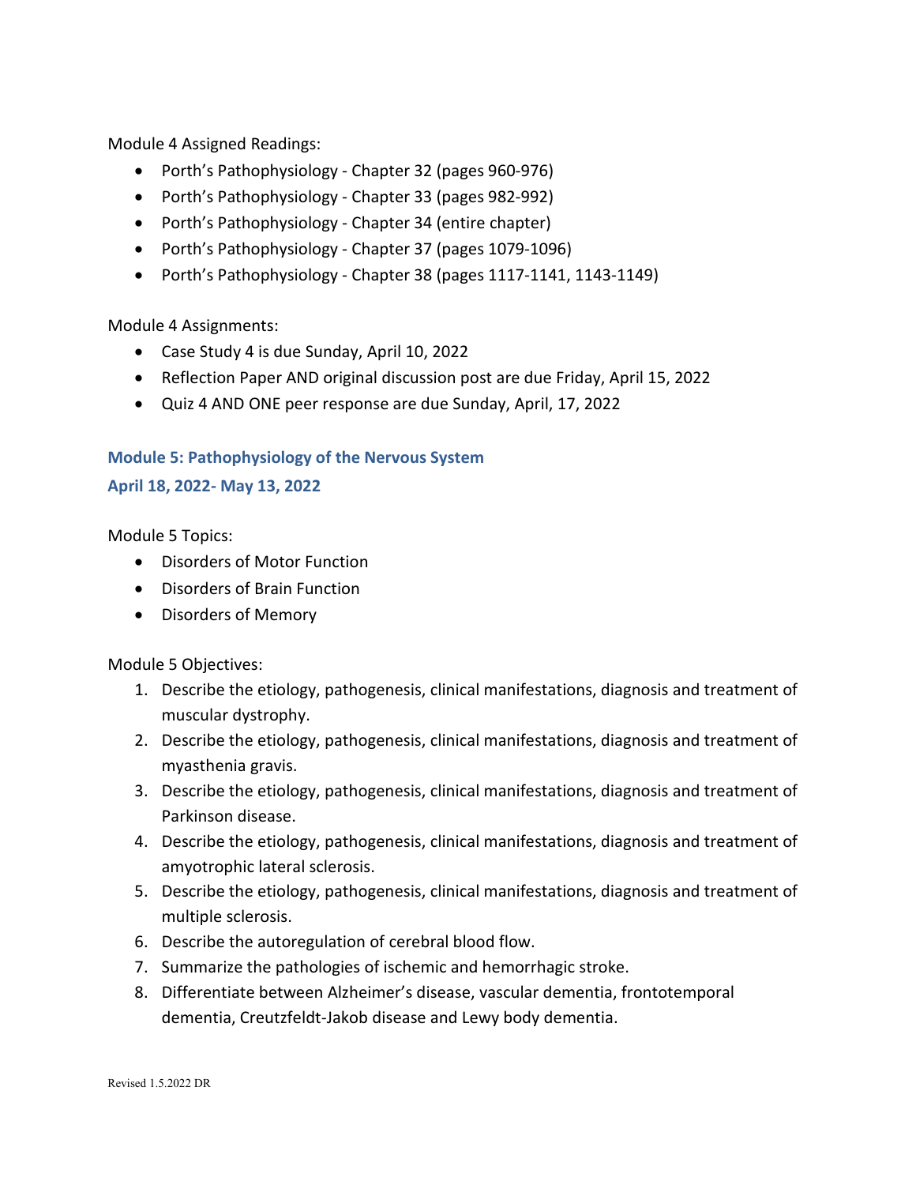Module 4 Assigned Readings:

- Porth's Pathophysiology - Chapter 32 (pages 960-976)
- Porth's Pathophysiology - Chapter 33 (pages 982-992)
- Porth's Pathophysiology - Chapter 34 (entire chapter)
- Porth's Pathophysiology - Chapter 37 (pages 1079-1096)
- Porth's Pathophysiology - Chapter 38 (pages 1117-1141, 1143-1149)

Module 4 Assignments:

- Case Study 4 is due Sunday, April 10, 2022
- Reflection Paper AND original discussion post are due Friday, April 15, 2022
- Quiz 4 AND ONE peer response are due Sunday, April, 17, 2022

### Module 5: Pathophysiology of the Nervous System

### April 18, 2022- May 13, 2022

Module 5 Topics:

- Disorders of Motor Function
- Disorders of Brain Function
- Disorders of Memory

Module 5 Objectives:

1. Describe the etiology, pathogenesis, clinical manifestations, diagnosis and treatment of muscular dystrophy.
2. Describe the etiology, pathogenesis, clinical manifestations, diagnosis and treatment of myasthenia gravis.
3. Describe the etiology, pathogenesis, clinical manifestations, diagnosis and treatment of Parkinson disease.
4. Describe the etiology, pathogenesis, clinical manifestations, diagnosis and treatment of amyotrophic lateral sclerosis.
5. Describe the etiology, pathogenesis, clinical manifestations, diagnosis and treatment of multiple sclerosis.
6. Describe the autoregulation of cerebral blood flow.
7. Summarize the pathologies of ischemic and hemorrhagic stroke.
8. Differentiate between Alzheimer's disease, vascular dementia, frontotemporal dementia, Creutzfeldt-Jakob disease and Lewy body dementia.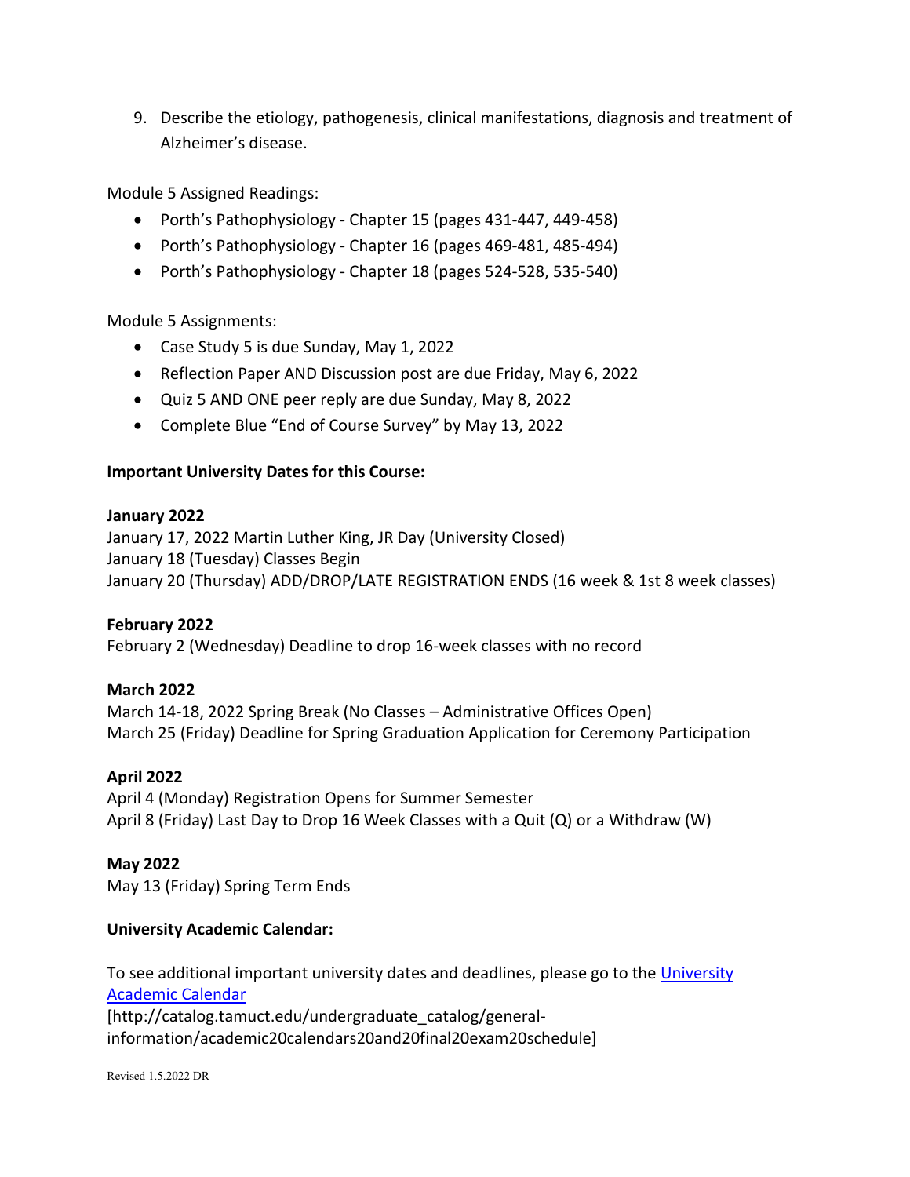9. Describe the etiology, pathogenesis, clinical manifestations, diagnosis and treatment of Alzheimer's disease.

Module 5 Assigned Readings:

- Porth's Pathophysiology - Chapter 15 (pages 431-447, 449-458)
- Porth's Pathophysiology - Chapter 16 (pages 469-481, 485-494)
- Porth's Pathophysiology - Chapter 18 (pages 524-528, 535-540)

Module 5 Assignments:

- Case Study 5 is due Sunday, May 1, 2022
- Reflection Paper AND Discussion post are due Friday, May 6, 2022
- Quiz 5 AND ONE peer reply are due Sunday, May 8, 2022
- Complete Blue "End of Course Survey" by May 13, 2022

**Important University Dates for this Course:**

**January 2022**
January 17, 2022 Martin Luther King, JR Day (University Closed)
January 18 (Tuesday) Classes Begin
January 20 (Thursday) ADD/DROP/LATE REGISTRATION ENDS (16 week & 1st 8 week classes)

**February 2022**
February 2 (Wednesday) Deadline to drop 16-week classes with no record

**March 2022**
March 14-18, 2022 Spring Break (No Classes – Administrative Offices Open)
March 25 (Friday) Deadline for Spring Graduation Application for Ceremony Participation

**April 2022**
April 4 (Monday) Registration Opens for Summer Semester
April 8 (Friday) Last Day to Drop 16 Week Classes with a Quit (Q) or a Withdraw (W)

**May 2022**
May 13 (Friday) Spring Term Ends

**University Academic Calendar:**

To see additional important university dates and deadlines, please go to the [University Academic Calendar](http://catalog.tamuct.edu/undergraduate_catalog/general-information/academic20calendars20and20final20exam20schedule)
[http://catalog.tamuct.edu/undergraduate_catalog/general-information/academic20calendars20and20final20exam20schedule]

Revised 1.5.2022 DR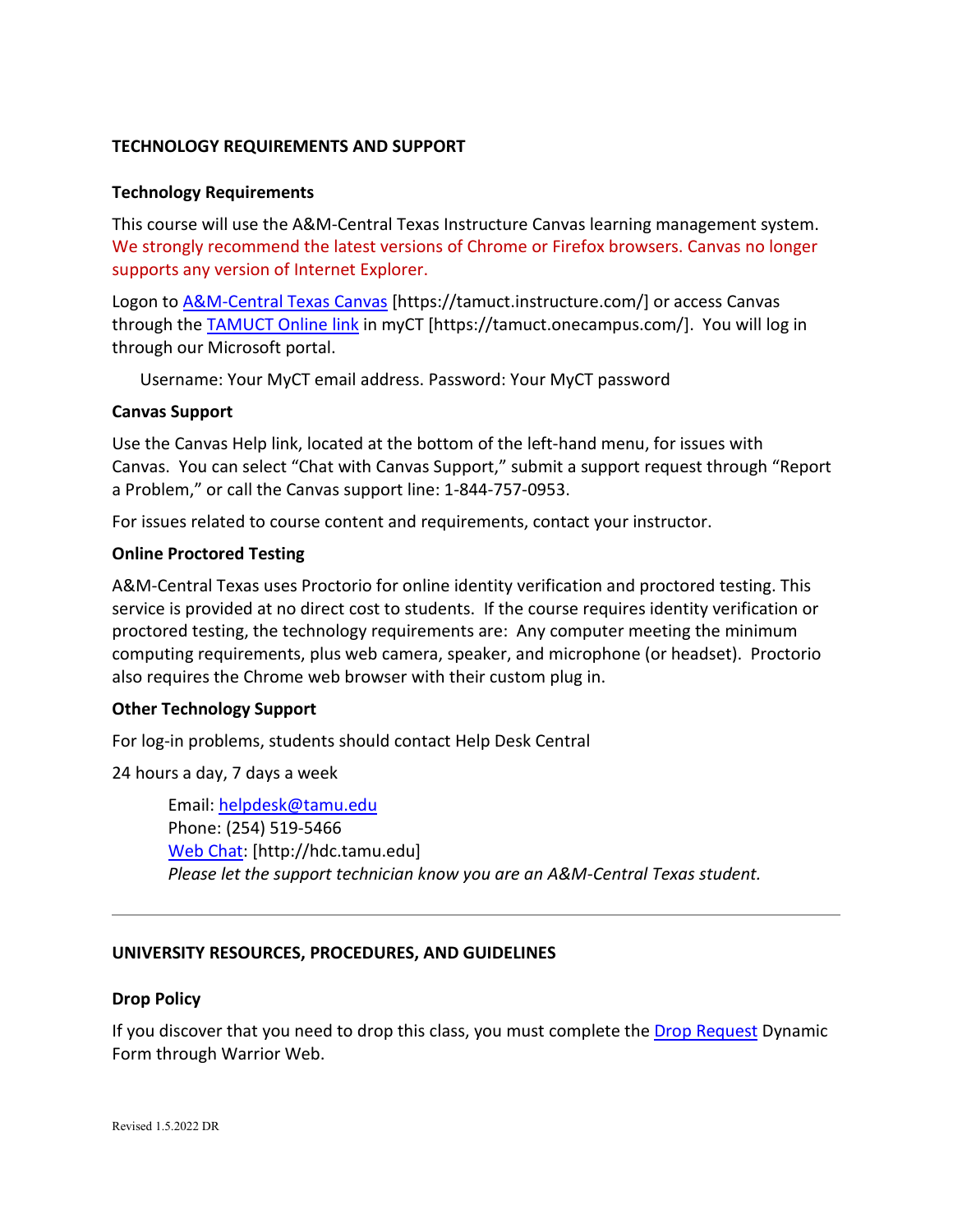## TECHNOLOGY REQUIREMENTS AND SUPPORT

### Technology Requirements

This course will use the A&M-Central Texas Instructure Canvas learning management system. We strongly recommend the latest versions of Chrome or Firefox browsers. Canvas no longer supports any version of Internet Explorer.

Logon to A&M-Central Texas Canvas [https://tamuct.instructure.com/] or access Canvas through the TAMUCT Online link in myCT [https://tamuct.onecampus.com/]. You will log in through our Microsoft portal.

Username: Your MyCT email address. Password: Your MyCT password

### Canvas Support

Use the Canvas Help link, located at the bottom of the left-hand menu, for issues with Canvas. You can select "Chat with Canvas Support," submit a support request through "Report a Problem," or call the Canvas support line: 1-844-757-0953.

For issues related to course content and requirements, contact your instructor.

### Online Proctored Testing

A&M-Central Texas uses Proctorio for online identity verification and proctored testing. This service is provided at no direct cost to students. If the course requires identity verification or proctored testing, the technology requirements are: Any computer meeting the minimum computing requirements, plus web camera, speaker, and microphone (or headset). Proctorio also requires the Chrome web browser with their custom plug in.

### Other Technology Support

For log-in problems, students should contact Help Desk Central

24 hours a day, 7 days a week

Email: helpdesk@tamu.edu
Phone: (254) 519-5466
Web Chat: [http://hdc.tamu.edu]
*Please let the support technician know you are an A&M-Central Texas student.*

---

## UNIVERSITY RESOURCES, PROCEDURES, AND GUIDELINES

### Drop Policy

If you discover that you need to drop this class, you must complete the Drop Request Dynamic Form through Warrior Web.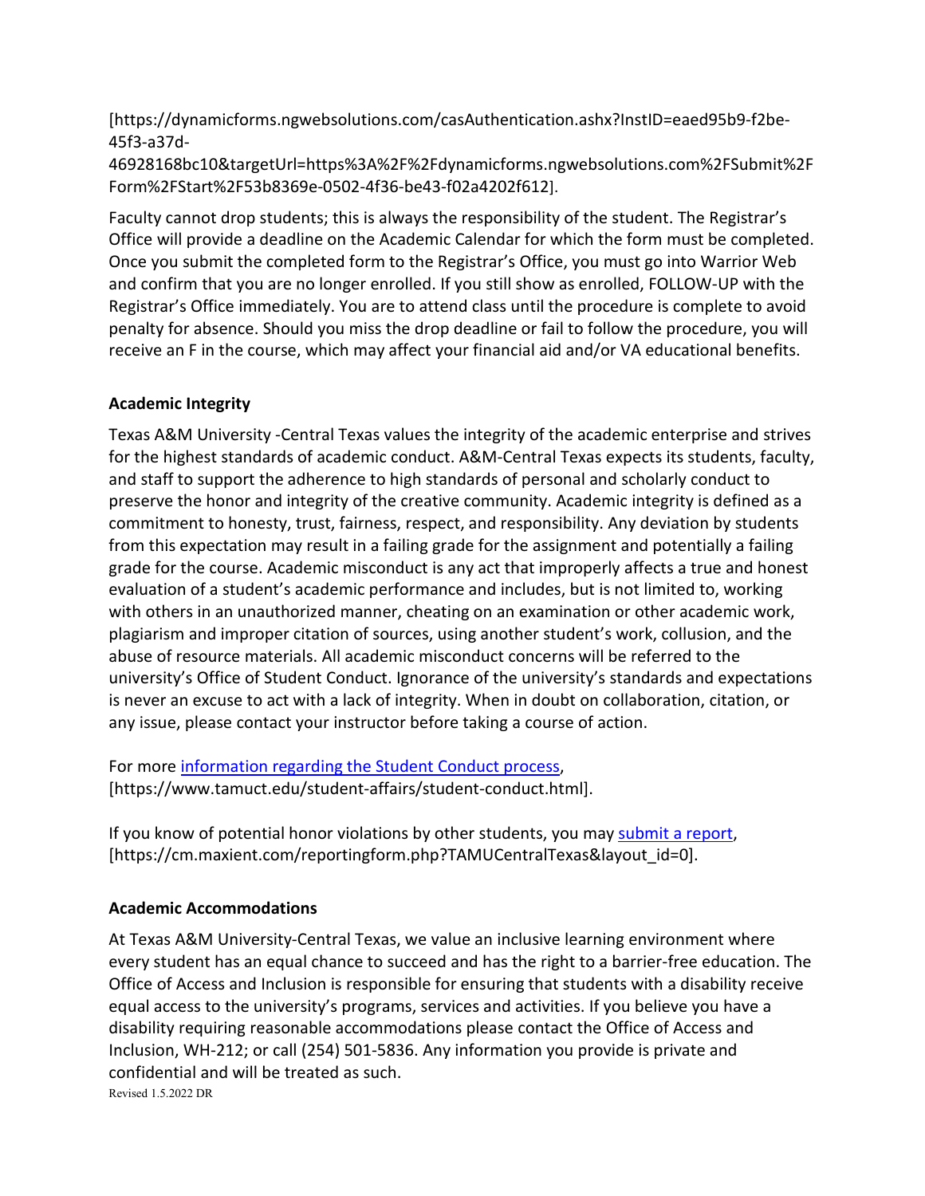[https://dynamicforms.ngwebsolutions.com/casAuthentication.ashx?InstID=eaed95b9-f2be-45f3-a37d-46928168bc10&targetUrl=https%3A%2F%2Fdynamicforms.ngwebsolutions.com%2FSubmit%2FForm%2FStart%2F53b8369e-0502-4f36-be43-f02a4202f612].

Faculty cannot drop students; this is always the responsibility of the student. The Registrar's Office will provide a deadline on the Academic Calendar for which the form must be completed. Once you submit the completed form to the Registrar's Office, you must go into Warrior Web and confirm that you are no longer enrolled. If you still show as enrolled, FOLLOW-UP with the Registrar's Office immediately. You are to attend class until the procedure is complete to avoid penalty for absence. Should you miss the drop deadline or fail to follow the procedure, you will receive an F in the course, which may affect your financial aid and/or VA educational benefits.

**Academic Integrity**

Texas A&M University -Central Texas values the integrity of the academic enterprise and strives for the highest standards of academic conduct. A&M-Central Texas expects its students, faculty, and staff to support the adherence to high standards of personal and scholarly conduct to preserve the honor and integrity of the creative community. Academic integrity is defined as a commitment to honesty, trust, fairness, respect, and responsibility. Any deviation by students from this expectation may result in a failing grade for the assignment and potentially a failing grade for the course. Academic misconduct is any act that improperly affects a true and honest evaluation of a student's academic performance and includes, but is not limited to, working with others in an unauthorized manner, cheating on an examination or other academic work, plagiarism and improper citation of sources, using another student's work, collusion, and the abuse of resource materials. All academic misconduct concerns will be referred to the university's Office of Student Conduct. Ignorance of the university's standards and expectations is never an excuse to act with a lack of integrity. When in doubt on collaboration, citation, or any issue, please contact your instructor before taking a course of action.

For more information regarding the Student Conduct process, [https://www.tamuct.edu/student-affairs/student-conduct.html].

If you know of potential honor violations by other students, you may submit a report, [https://cm.maxient.com/reportingform.php?TAMUCentralTexas&layout_id=0].

**Academic Accommodations**

At Texas A&M University-Central Texas, we value an inclusive learning environment where every student has an equal chance to succeed and has the right to a barrier-free education. The Office of Access and Inclusion is responsible for ensuring that students with a disability receive equal access to the university's programs, services and activities. If you believe you have a disability requiring reasonable accommodations please contact the Office of Access and Inclusion, WH-212; or call (254) 501-5836. Any information you provide is private and confidential and will be treated as such.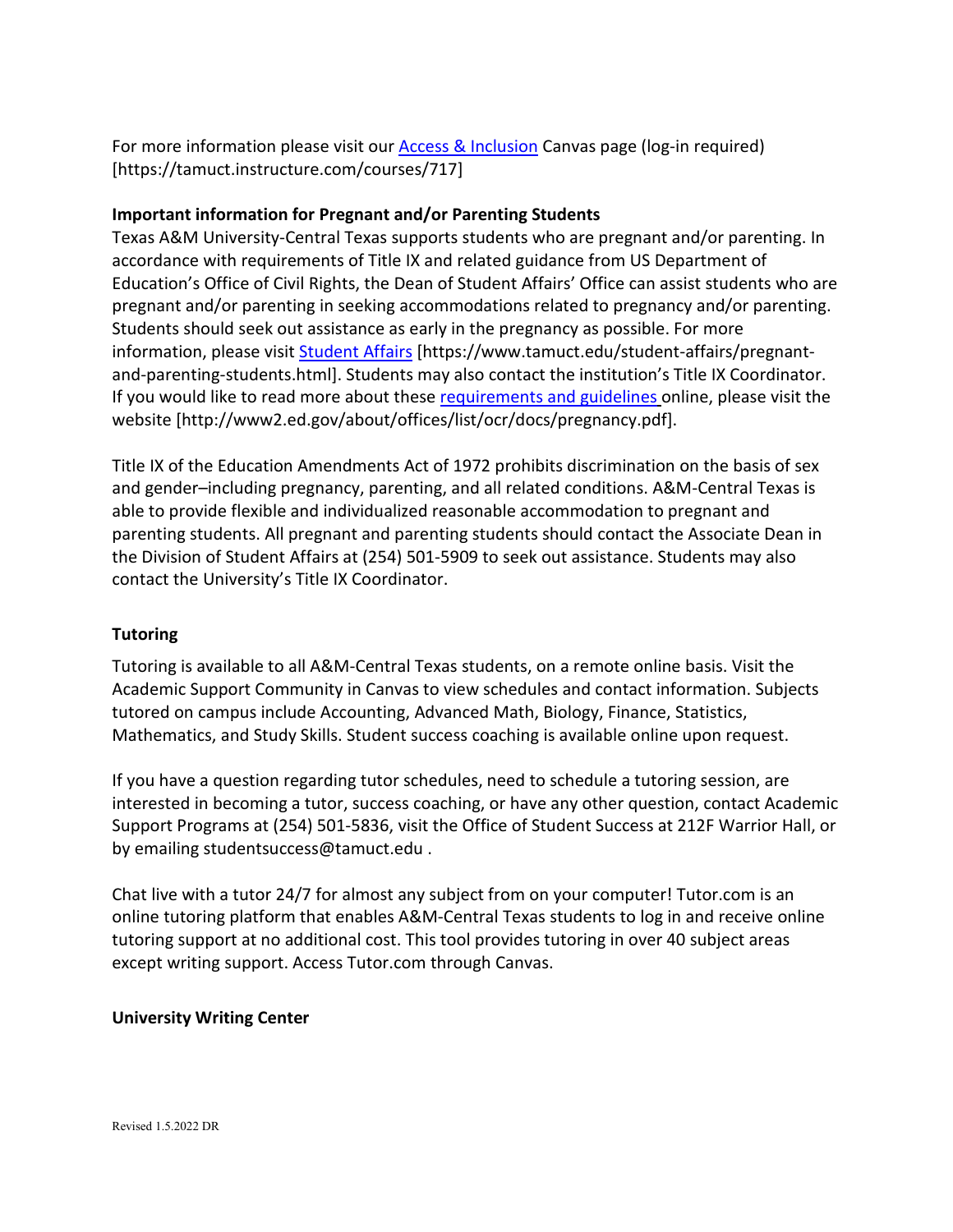For more information please visit our Access & Inclusion Canvas page (log-in required) [https://tamuct.instructure.com/courses/717]

**Important information for Pregnant and/or Parenting Students**

Texas A&M University-Central Texas supports students who are pregnant and/or parenting. In accordance with requirements of Title IX and related guidance from US Department of Education's Office of Civil Rights, the Dean of Student Affairs' Office can assist students who are pregnant and/or parenting in seeking accommodations related to pregnancy and/or parenting. Students should seek out assistance as early in the pregnancy as possible. For more information, please visit Student Affairs [https://www.tamuct.edu/student-affairs/pregnant-and-parenting-students.html]. Students may also contact the institution's Title IX Coordinator. If you would like to read more about these requirements and guidelines online, please visit the website [http://www2.ed.gov/about/offices/list/ocr/docs/pregnancy.pdf].

Title IX of the Education Amendments Act of 1972 prohibits discrimination on the basis of sex and gender–including pregnancy, parenting, and all related conditions. A&M-Central Texas is able to provide flexible and individualized reasonable accommodation to pregnant and parenting students. All pregnant and parenting students should contact the Associate Dean in the Division of Student Affairs at (254) 501-5909 to seek out assistance. Students may also contact the University's Title IX Coordinator.

**Tutoring**

Tutoring is available to all A&M-Central Texas students, on a remote online basis. Visit the Academic Support Community in Canvas to view schedules and contact information. Subjects tutored on campus include Accounting, Advanced Math, Biology, Finance, Statistics, Mathematics, and Study Skills. Student success coaching is available online upon request.

If you have a question regarding tutor schedules, need to schedule a tutoring session, are interested in becoming a tutor, success coaching, or have any other question, contact Academic Support Programs at (254) 501-5836, visit the Office of Student Success at 212F Warrior Hall, or by emailing studentsuccess@tamuct.edu .

Chat live with a tutor 24/7 for almost any subject from on your computer! Tutor.com is an online tutoring platform that enables A&M-Central Texas students to log in and receive online tutoring support at no additional cost. This tool provides tutoring in over 40 subject areas except writing support. Access Tutor.com through Canvas.

**University Writing Center**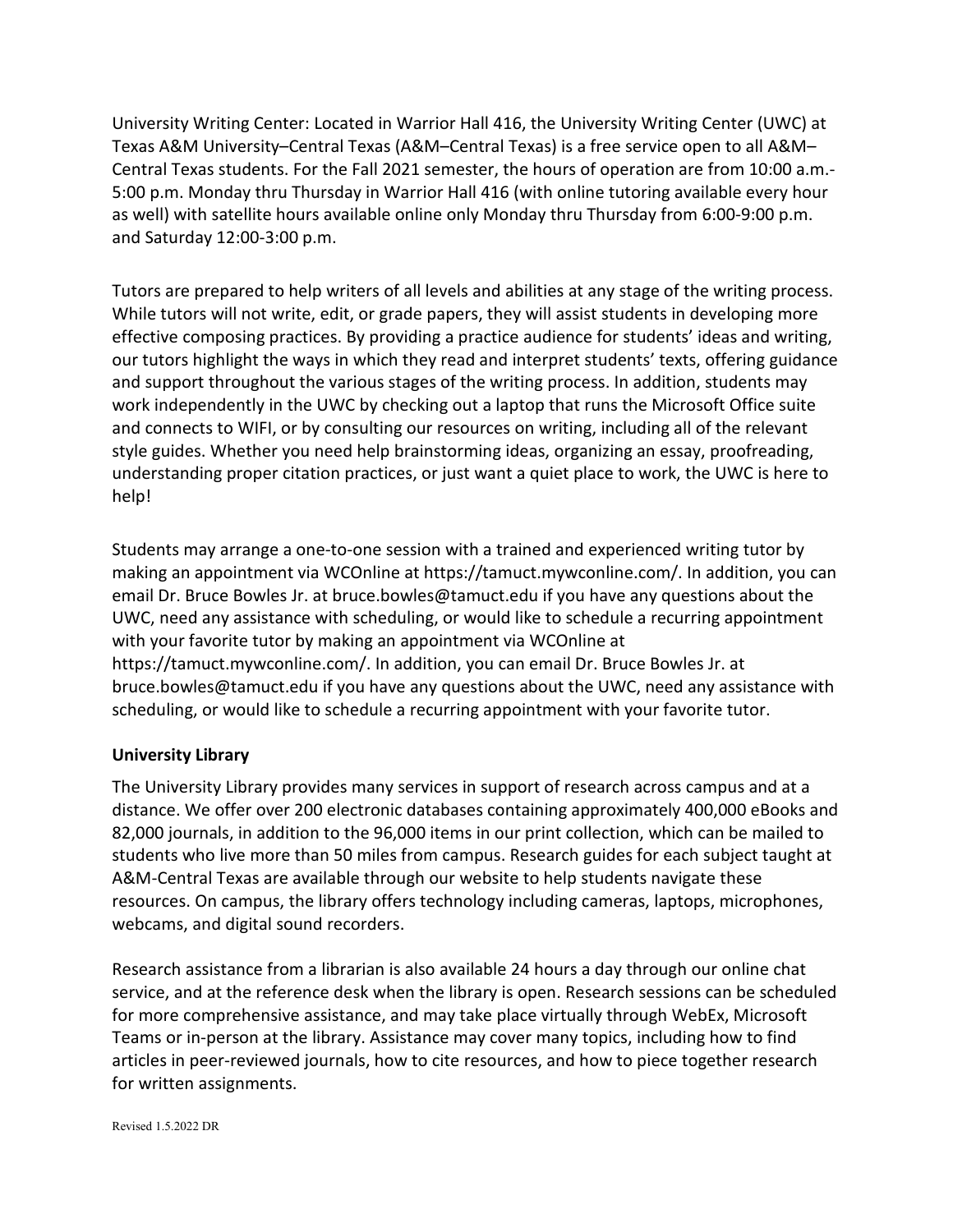University Writing Center: Located in Warrior Hall 416, the University Writing Center (UWC) at Texas A&M University–Central Texas (A&M–Central Texas) is a free service open to all A&M–Central Texas students. For the Fall 2021 semester, the hours of operation are from 10:00 a.m.-5:00 p.m. Monday thru Thursday in Warrior Hall 416 (with online tutoring available every hour as well) with satellite hours available online only Monday thru Thursday from 6:00-9:00 p.m. and Saturday 12:00-3:00 p.m.

Tutors are prepared to help writers of all levels and abilities at any stage of the writing process. While tutors will not write, edit, or grade papers, they will assist students in developing more effective composing practices. By providing a practice audience for students' ideas and writing, our tutors highlight the ways in which they read and interpret students' texts, offering guidance and support throughout the various stages of the writing process. In addition, students may work independently in the UWC by checking out a laptop that runs the Microsoft Office suite and connects to WIFI, or by consulting our resources on writing, including all of the relevant style guides. Whether you need help brainstorming ideas, organizing an essay, proofreading, understanding proper citation practices, or just want a quiet place to work, the UWC is here to help!

Students may arrange a one-to-one session with a trained and experienced writing tutor by making an appointment via WCOnline at https://tamuct.mywconline.com/. In addition, you can email Dr. Bruce Bowles Jr. at bruce.bowles@tamuct.edu if you have any questions about the UWC, need any assistance with scheduling, or would like to schedule a recurring appointment with your favorite tutor by making an appointment via WCOnline at https://tamuct.mywconline.com/. In addition, you can email Dr. Bruce Bowles Jr. at bruce.bowles@tamuct.edu if you have any questions about the UWC, need any assistance with scheduling, or would like to schedule a recurring appointment with your favorite tutor.

**University Library**

The University Library provides many services in support of research across campus and at a distance. We offer over 200 electronic databases containing approximately 400,000 eBooks and 82,000 journals, in addition to the 96,000 items in our print collection, which can be mailed to students who live more than 50 miles from campus. Research guides for each subject taught at A&M-Central Texas are available through our website to help students navigate these resources. On campus, the library offers technology including cameras, laptops, microphones, webcams, and digital sound recorders.

Research assistance from a librarian is also available 24 hours a day through our online chat service, and at the reference desk when the library is open. Research sessions can be scheduled for more comprehensive assistance, and may take place virtually through WebEx, Microsoft Teams or in-person at the library. Assistance may cover many topics, including how to find articles in peer-reviewed journals, how to cite resources, and how to piece together research for written assignments.

Revised 1.5.2022 DR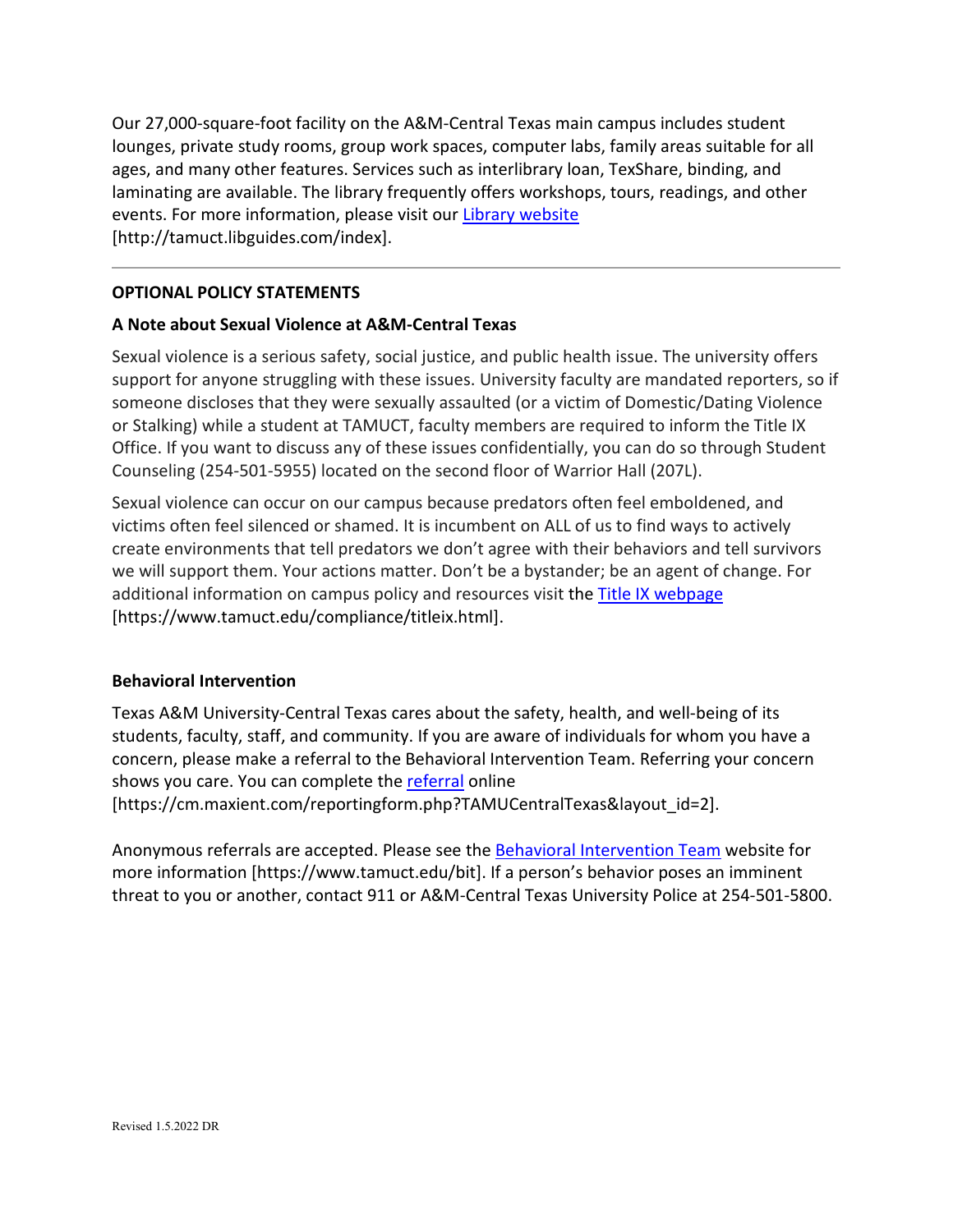Our 27,000-square-foot facility on the A&M-Central Texas main campus includes student lounges, private study rooms, group work spaces, computer labs, family areas suitable for all ages, and many other features. Services such as interlibrary loan, TexShare, binding, and laminating are available. The library frequently offers workshops, tours, readings, and other events. For more information, please visit our Library website [http://tamuct.libguides.com/index].

---

**OPTIONAL POLICY STATEMENTS**

**A Note about Sexual Violence at A&M-Central Texas**

Sexual violence is a serious safety, social justice, and public health issue. The university offers support for anyone struggling with these issues. University faculty are mandated reporters, so if someone discloses that they were sexually assaulted (or a victim of Domestic/Dating Violence or Stalking) while a student at TAMUCT, faculty members are required to inform the Title IX Office. If you want to discuss any of these issues confidentially, you can do so through Student Counseling (254-501-5955) located on the second floor of Warrior Hall (207L).

Sexual violence can occur on our campus because predators often feel emboldened, and victims often feel silenced or shamed. It is incumbent on ALL of us to find ways to actively create environments that tell predators we don't agree with their behaviors and tell survivors we will support them. Your actions matter. Don't be a bystander; be an agent of change. For additional information on campus policy and resources visit the Title IX webpage [https://www.tamuct.edu/compliance/titleix.html].

**Behavioral Intervention**

Texas A&M University-Central Texas cares about the safety, health, and well-being of its students, faculty, staff, and community. If you are aware of individuals for whom you have a concern, please make a referral to the Behavioral Intervention Team. Referring your concern shows you care. You can complete the referral online [https://cm.maxient.com/reportingform.php?TAMUCentralTexas&layout_id=2].

Anonymous referrals are accepted. Please see the Behavioral Intervention Team website for more information [https://www.tamuct.edu/bit]. If a person's behavior poses an imminent threat to you or another, contact 911 or A&M-Central Texas University Police at 254-501-5800.

Revised 1.5.2022 DR